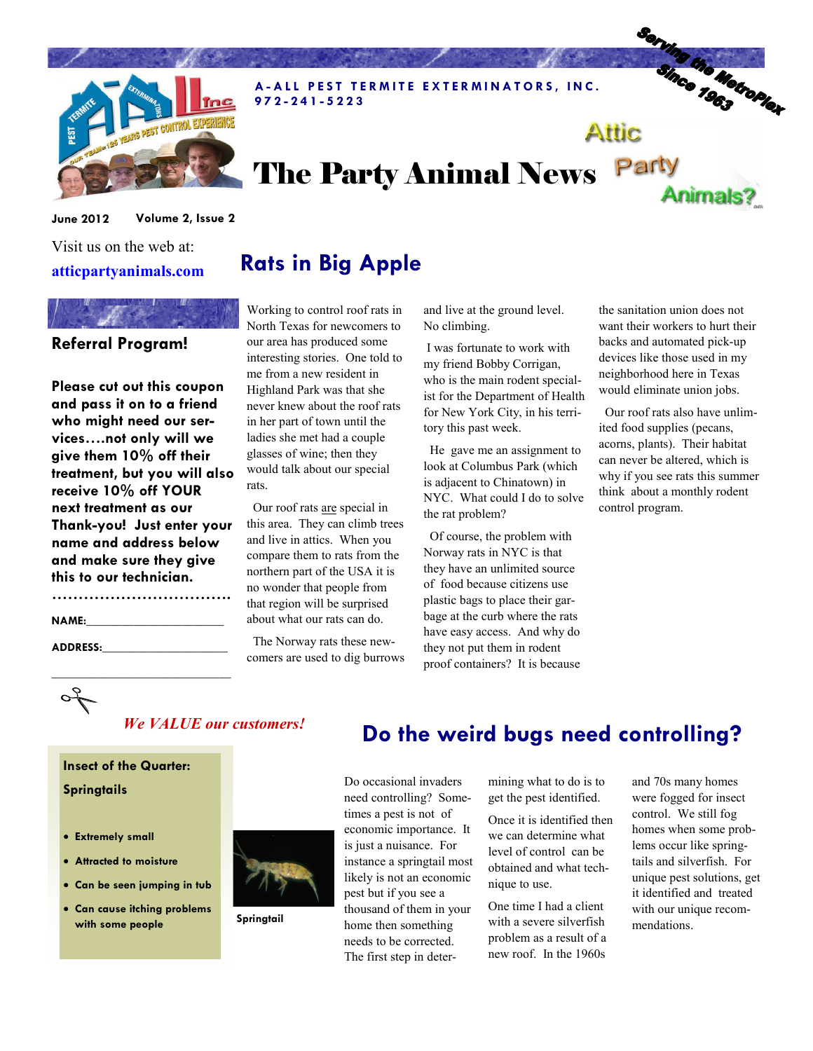A-ALL PEST TERMITE EXTERMINATORS, INC.
972-241-5223

Serving the MetroPlex Since 1963

# The Party Animal News

Attic Party Animals?

June 2012 Volume 2, Issue 2

Visit us on the web at:
**atticpartyanimals.com**

## Rats in Big Apple

Working to control roof rats in North Texas for newcomers to our area has produced some interesting stories. One told to me from a new resident in Highland Park was that she never knew about the roof rats in her part of town until the ladies she met had a couple glasses of wine; then they would talk about our special rats.

Our roof rats are special in this area. They can climb trees and live in attics. When you compare them to rats from the northern part of the USA it is no wonder that people from that region will be surprised about what our rats can do.

The Norway rats these newcomers are used to dig burrows and live at the ground level. No climbing.

I was fortunate to work with my friend Bobby Corrigan, who is the main rodent specialist for the Department of Health for New York City, in his territory this past week.

He gave me an assignment to look at Columbus Park (which is adjacent to Chinatown) in NYC. What could I do to solve the rat problem?

Of course, the problem with Norway rats in NYC is that they have an unlimited source of food because citizens use plastic bags to place their garbage at the curb where the rats have easy access. And why do they not put them in rodent proof containers? It is because the sanitation union does not want their workers to hurt their backs and automated pick-up devices like those used in my neighborhood here in Texas would eliminate union jobs.

Our roof rats also have unlimited food supplies (pecans, acorns, plants). Their habitat can never be altered, which is why if you see rats this summer think about a monthly rodent control program.

## Referral Program!

**Please cut out this coupon and pass it on to a friend who might need our services….not only will we give them 10% off their treatment, but you will also receive 10% off YOUR next treatment as our Thank-you! Just enter your name and address below and make sure they give this to our technician.**

……………………………

**NAME:**______________________

**ADDRESS:**____________________

______________________________

*We VALUE our customers!*

## Do the weird bugs need controlling?

Do occasional invaders need controlling? Sometimes a pest is not of economic importance. It is just a nuisance. For instance a springtail most likely is not an economic pest but if you see a thousand of them in your home then something needs to be corrected. The first step in determining what to do is to get the pest identified.

Once it is identified then we can determine what level of control can be obtained and what technique to use.

One time I had a client with a severe silverfish problem as a result of a new roof. In the 1960s and 70s many homes were fogged for insect control. We still fog homes when some problems occur like springtails and silverfish. For unique pest solutions, get it identified and treated with our unique recommendations.

### Insect of the Quarter: Springtails

- Extremely small
- Attracted to moisture
- Can be seen jumping in tub
- Can cause itching problems with some people

Springtail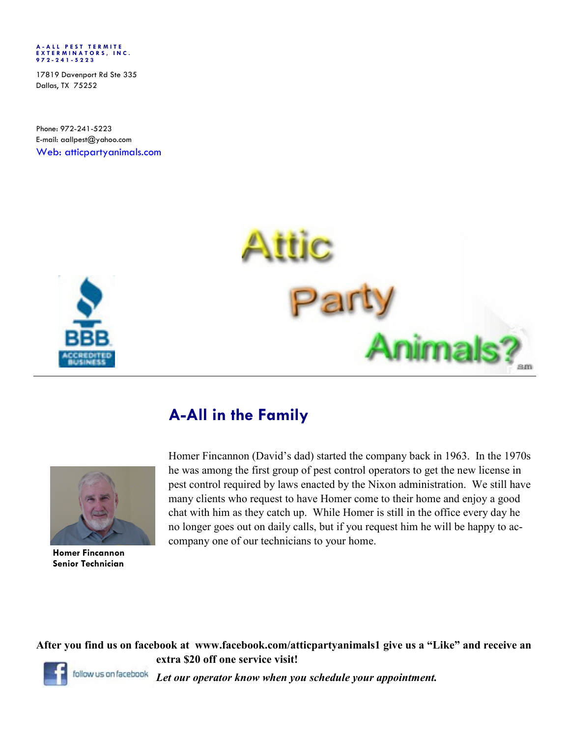A-ALL PEST TERMITE EXTERMINATORS, INC.
972-241-5223

17819 Davenport Rd Ste 335
Dallas, TX 75252

Phone: 972-241-5223
E-mail: aallpest@yahoo.com
Web: atticpartyanimals.com

Attic Party Animals? sm

## A-All in the Family

Homer Fincannon (David's dad) started the company back in 1963. In the 1970s he was among the first group of pest control operators to get the new license in pest control required by laws enacted by the Nixon administration. We still have many clients who request to have Homer come to their home and enjoy a good chat with him as they catch up. While Homer is still in the office every day he no longer goes out on daily calls, but if you request him he will be happy to accompany one of our technicians to your home.

**Homer Fincannon**
**Senior Technician**

**After you find us on facebook at www.facebook.com/atticpartyanimals1 give us a "Like" and receive an extra $20 off one service visit!**

follow us on facebook

***Let our operator know when you schedule your appointment.***